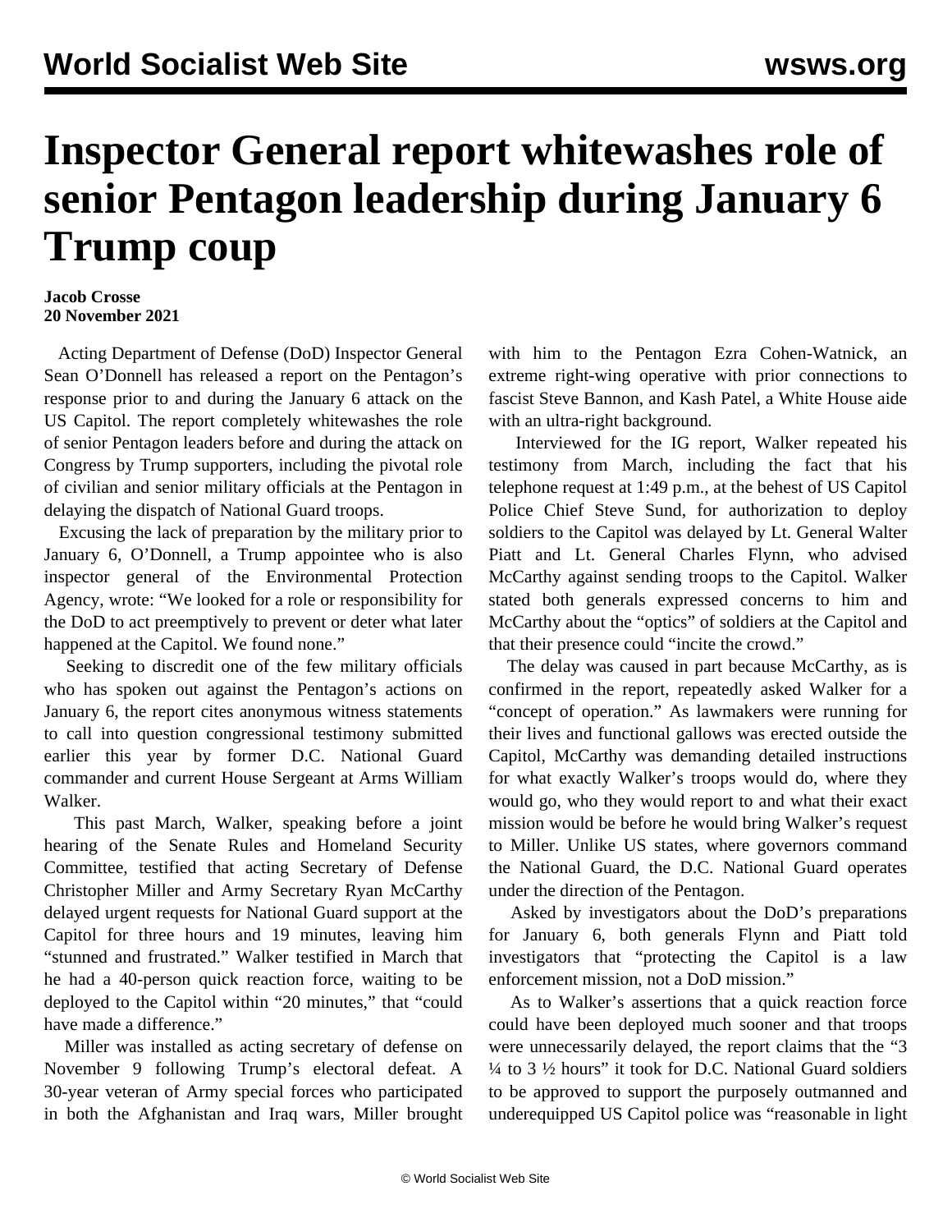# Inspector General report whitewashes role of senior Pentagon leadership during January 6 Trump coup

**Jacob Crosse**
**20 November 2021**

Acting Department of Defense (DoD) Inspector General Sean O'Donnell has released a report on the Pentagon's response prior to and during the January 6 attack on the US Capitol. The report completely whitewashes the role of senior Pentagon leaders before and during the attack on Congress by Trump supporters, including the pivotal role of civilian and senior military officials at the Pentagon in delaying the dispatch of National Guard troops.

Excusing the lack of preparation by the military prior to January 6, O'Donnell, a Trump appointee who is also inspector general of the Environmental Protection Agency, wrote: "We looked for a role or responsibility for the DoD to act preemptively to prevent or deter what later happened at the Capitol. We found none."

Seeking to discredit one of the few military officials who has spoken out against the Pentagon's actions on January 6, the report cites anonymous witness statements to call into question congressional testimony submitted earlier this year by former D.C. National Guard commander and current House Sergeant at Arms William Walker.

This past March, Walker, speaking before a joint hearing of the Senate Rules and Homeland Security Committee, testified that acting Secretary of Defense Christopher Miller and Army Secretary Ryan McCarthy delayed urgent requests for National Guard support at the Capitol for three hours and 19 minutes, leaving him "stunned and frustrated." Walker testified in March that he had a 40-person quick reaction force, waiting to be deployed to the Capitol within "20 minutes," that "could have made a difference."

Miller was installed as acting secretary of defense on November 9 following Trump's electoral defeat. A 30-year veteran of Army special forces who participated in both the Afghanistan and Iraq wars, Miller brought with him to the Pentagon Ezra Cohen-Watnick, an extreme right-wing operative with prior connections to fascist Steve Bannon, and Kash Patel, a White House aide with an ultra-right background.

Interviewed for the IG report, Walker repeated his testimony from March, including the fact that his telephone request at 1:49 p.m., at the behest of US Capitol Police Chief Steve Sund, for authorization to deploy soldiers to the Capitol was delayed by Lt. General Walter Piatt and Lt. General Charles Flynn, who advised McCarthy against sending troops to the Capitol. Walker stated both generals expressed concerns to him and McCarthy about the "optics" of soldiers at the Capitol and that their presence could "incite the crowd."

The delay was caused in part because McCarthy, as is confirmed in the report, repeatedly asked Walker for a "concept of operation." As lawmakers were running for their lives and functional gallows was erected outside the Capitol, McCarthy was demanding detailed instructions for what exactly Walker's troops would do, where they would go, who they would report to and what their exact mission would be before he would bring Walker's request to Miller. Unlike US states, where governors command the National Guard, the D.C. National Guard operates under the direction of the Pentagon.

Asked by investigators about the DoD's preparations for January 6, both generals Flynn and Piatt told investigators that "protecting the Capitol is a law enforcement mission, not a DoD mission."

As to Walker's assertions that a quick reaction force could have been deployed much sooner and that troops were unnecessarily delayed, the report claims that the "3 ¼ to 3 ½ hours" it took for D.C. National Guard soldiers to be approved to support the purposely outmanned and underequipped US Capitol police was "reasonable in light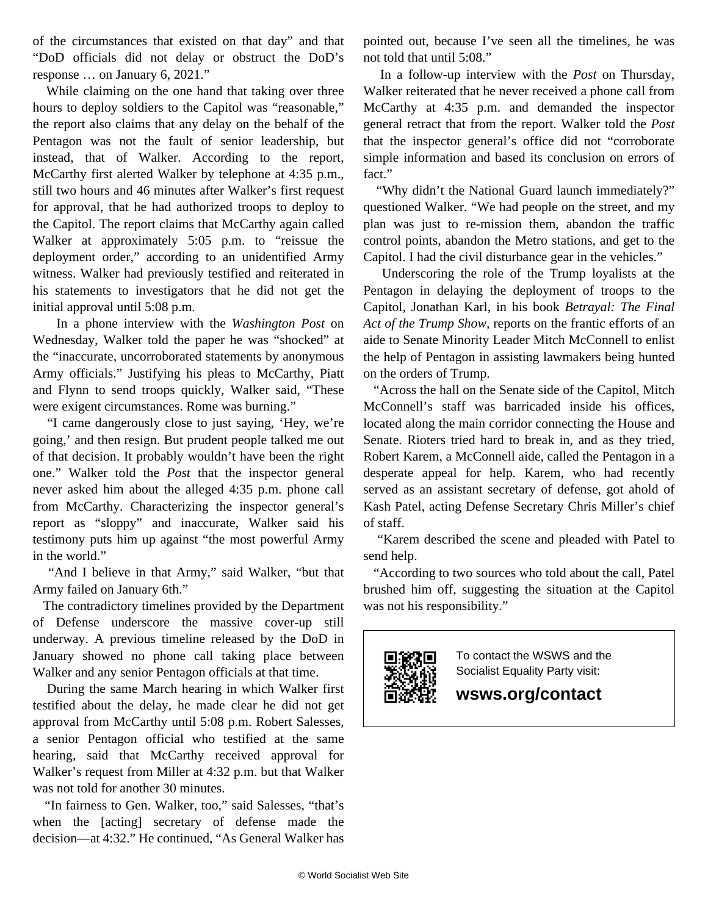of the circumstances that existed on that day" and that "DoD officials did not delay or obstruct the DoD's response … on January 6, 2021."

While claiming on the one hand that taking over three hours to deploy soldiers to the Capitol was "reasonable," the report also claims that any delay on the behalf of the Pentagon was not the fault of senior leadership, but instead, that of Walker. According to the report, McCarthy first alerted Walker by telephone at 4:35 p.m., still two hours and 46 minutes after Walker's first request for approval, that he had authorized troops to deploy to the Capitol. The report claims that McCarthy again called Walker at approximately 5:05 p.m. to "reissue the deployment order," according to an unidentified Army witness. Walker had previously testified and reiterated in his statements to investigators that he did not get the initial approval until 5:08 p.m.

In a phone interview with the *Washington Post* on Wednesday, Walker told the paper he was "shocked" at the "inaccurate, uncorroborated statements by anonymous Army officials." Justifying his pleas to McCarthy, Piatt and Flynn to send troops quickly, Walker said, "These were exigent circumstances. Rome was burning."

"I came dangerously close to just saying, 'Hey, we're going,' and then resign. But prudent people talked me out of that decision. It probably wouldn't have been the right one." Walker told the *Post* that the inspector general never asked him about the alleged 4:35 p.m. phone call from McCarthy. Characterizing the inspector general's report as "sloppy" and inaccurate, Walker said his testimony puts him up against "the most powerful Army in the world."

"And I believe in that Army," said Walker, "but that Army failed on January 6th."

The contradictory timelines provided by the Department of Defense underscore the massive cover-up still underway. A previous timeline released by the DoD in January showed no phone call taking place between Walker and any senior Pentagon officials at that time.

During the same March hearing in which Walker first testified about the delay, he made clear he did not get approval from McCarthy until 5:08 p.m. Robert Salesses, a senior Pentagon official who testified at the same hearing, said that McCarthy received approval for Walker's request from Miller at 4:32 p.m. but that Walker was not told for another 30 minutes.

"In fairness to Gen. Walker, too," said Salesses, "that's when the [acting] secretary of defense made the decision—at 4:32." He continued, "As General Walker has pointed out, because I've seen all the timelines, he was not told that until 5:08."

In a follow-up interview with the *Post* on Thursday, Walker reiterated that he never received a phone call from McCarthy at 4:35 p.m. and demanded the inspector general retract that from the report. Walker told the *Post* that the inspector general's office did not "corroborate simple information and based its conclusion on errors of fact."

"Why didn't the National Guard launch immediately?" questioned Walker. "We had people on the street, and my plan was just to re-mission them, abandon the traffic control points, abandon the Metro stations, and get to the Capitol. I had the civil disturbance gear in the vehicles."

Underscoring the role of the Trump loyalists at the Pentagon in delaying the deployment of troops to the Capitol, Jonathan Karl, in his book *Betrayal: The Final Act of the Trump Show,* reports on the frantic efforts of an aide to Senate Minority Leader Mitch McConnell to enlist the help of Pentagon in assisting lawmakers being hunted on the orders of Trump.

"Across the hall on the Senate side of the Capitol, Mitch McConnell's staff was barricaded inside his offices, located along the main corridor connecting the House and Senate. Rioters tried hard to break in, and as they tried, Robert Karem, a McConnell aide, called the Pentagon in a desperate appeal for help. Karem, who had recently served as an assistant secretary of defense, got ahold of Kash Patel, acting Defense Secretary Chris Miller's chief of staff.

"Karem described the scene and pleaded with Patel to send help.

"According to two sources who told about the call, Patel brushed him off, suggesting the situation at the Capitol was not his responsibility."

To contact the WSWS and the Socialist Equality Party visit:

**wsws.org/contact**